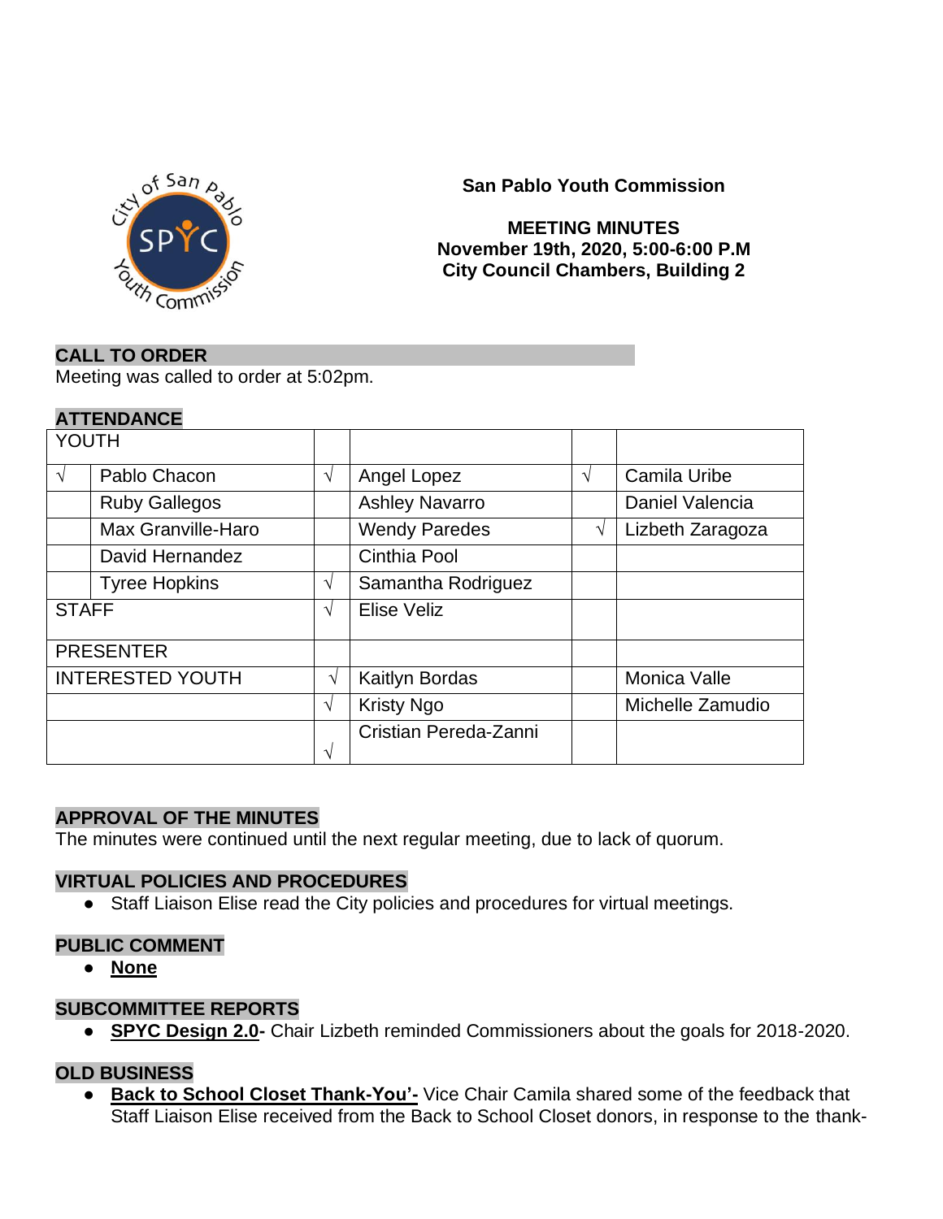**San Pablo Youth Commission**

**MEETING MINUTES**
**November 19th, 2020, 5:00-6:00 P.M**
**City Council Chambers, Building 2**

## CALL TO ORDER

Meeting was called to order at 5:02pm.

## ATTENDANCE

| YOUTH | | | | | |
|---|---|---|---|---|---|
| √ | Pablo Chacon | √ | Angel Lopez | √ | Camila Uribe |
| | Ruby Gallegos | | Ashley Navarro | | Daniel Valencia |
| | Max Granville-Haro | | Wendy Paredes | √ | Lizbeth Zaragoza |
| | David Hernandez | | Cinthia Pool | | |
| | Tyree Hopkins | √ | Samantha Rodriguez | | |
| STAFF | | √ | Elise Veliz | | |
| PRESENTER | | | | | |
| INTERESTED YOUTH | | √ | Kaitlyn Bordas | | Monica Valle |
| | | √ | Kristy Ngo | | Michelle Zamudio |
| | | √ | Cristian Pereda-Zanni | | |

## APPROVAL OF THE MINUTES

The minutes were continued until the next regular meeting, due to lack of quorum.

## VIRTUAL POLICIES AND PROCEDURES

- Staff Liaison Elise read the City policies and procedures for virtual meetings.

## PUBLIC COMMENT

- **None**

## SUBCOMMITTEE REPORTS

- **SPYC Design 2.0-** Chair Lizbeth reminded Commissioners about the goals for 2018-2020.

## OLD BUSINESS

- **Back to School Closet Thank-You'-** Vice Chair Camila shared some of the feedback that Staff Liaison Elise received from the Back to School Closet donors, in response to the thank-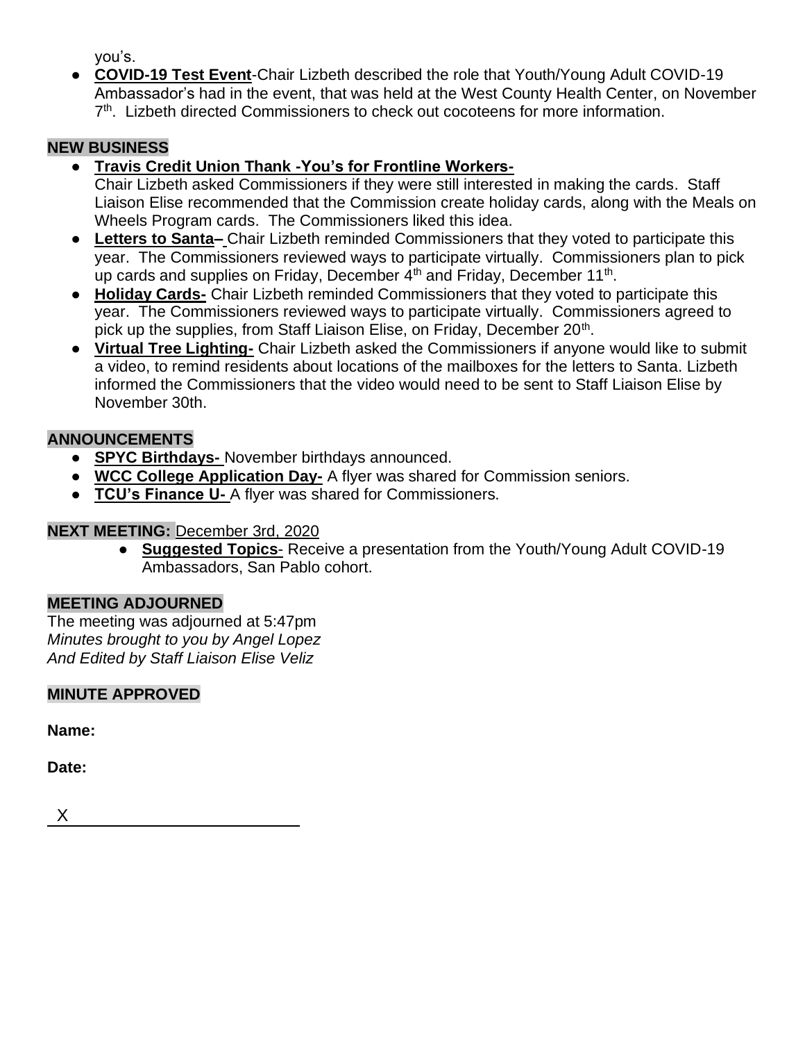you's.

- **COVID-19 Test Event**-Chair Lizbeth described the role that Youth/Young Adult COVID-19 Ambassador's had in the event, that was held at the West County Health Center, on November 7th. Lizbeth directed Commissioners to check out cocoteens for more information.

## NEW BUSINESS

- **Travis Credit Union Thank -You's for Frontline Workers-**
  Chair Lizbeth asked Commissioners if they were still interested in making the cards. Staff Liaison Elise recommended that the Commission create holiday cards, along with the Meals on Wheels Program cards. The Commissioners liked this idea.
- **Letters to Santa–** Chair Lizbeth reminded Commissioners that they voted to participate this year. The Commissioners reviewed ways to participate virtually. Commissioners plan to pick up cards and supplies on Friday, December 4th and Friday, December 11th.
- **Holiday Cards-** Chair Lizbeth reminded Commissioners that they voted to participate this year. The Commissioners reviewed ways to participate virtually. Commissioners agreed to pick up the supplies, from Staff Liaison Elise, on Friday, December 20th.
- **Virtual Tree Lighting-** Chair Lizbeth asked the Commissioners if anyone would like to submit a video, to remind residents about locations of the mailboxes for the letters to Santa. Lizbeth informed the Commissioners that the video would need to be sent to Staff Liaison Elise by November 30th.

## ANNOUNCEMENTS

- **SPYC Birthdays-** November birthdays announced.
- **WCC College Application Day-** A flyer was shared for Commission seniors.
- **TCU's Finance U-** A flyer was shared for Commissioners.

## NEXT MEETING: December 3rd, 2020

- **Suggested Topics**- Receive a presentation from the Youth/Young Adult COVID-19 Ambassadors, San Pablo cohort.

## MEETING ADJOURNED

The meeting was adjourned at 5:47pm
*Minutes brought to you by Angel Lopez*
*And Edited by Staff Liaison Elise Veliz*

## MINUTE APPROVED

**Name:**

**Date:**

X ______________________